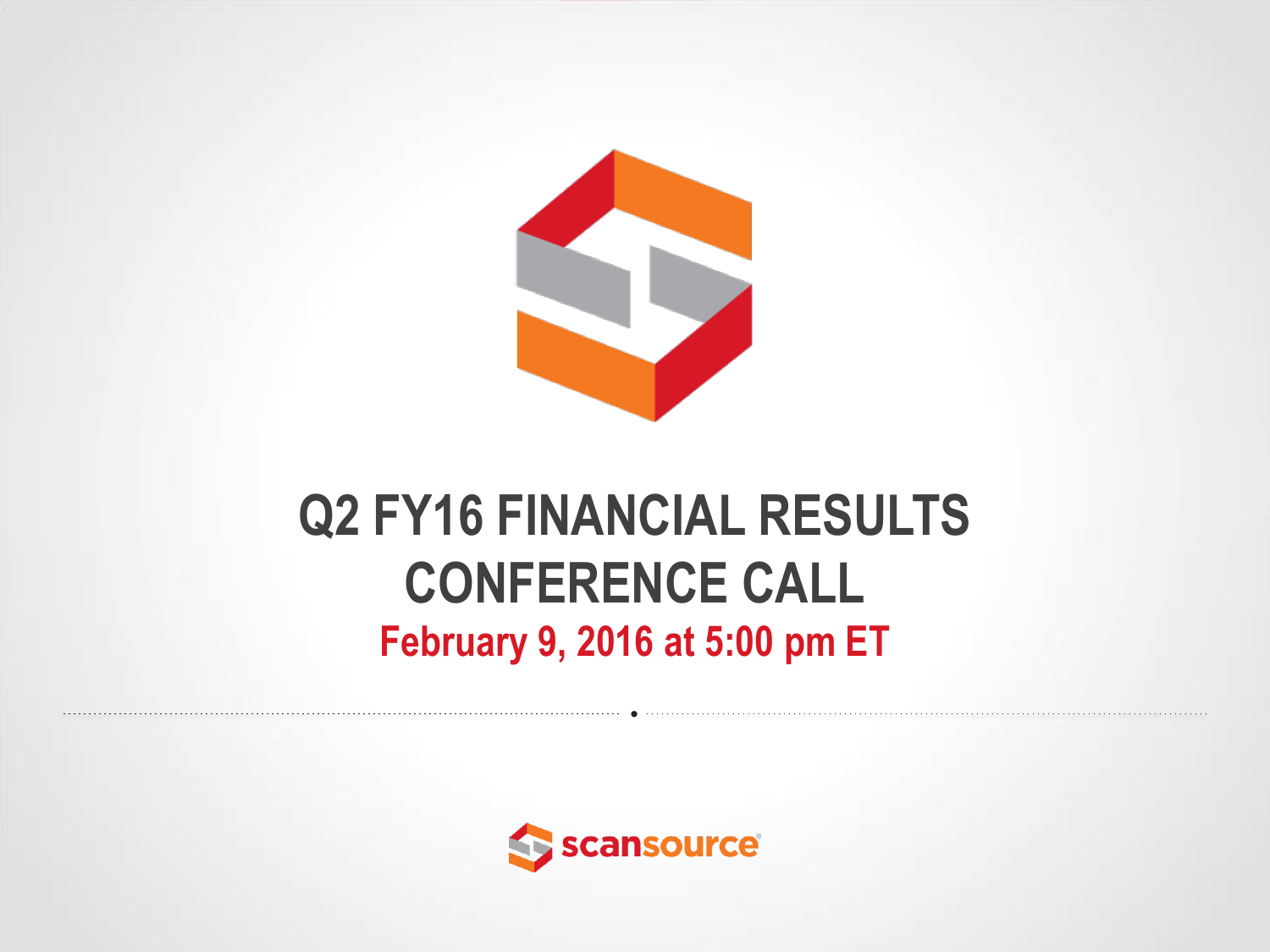# Q2 FY16 FINANCIAL RESULTS CONFERENCE CALL

**February 9, 2016 at 5:00 pm ET**

scansource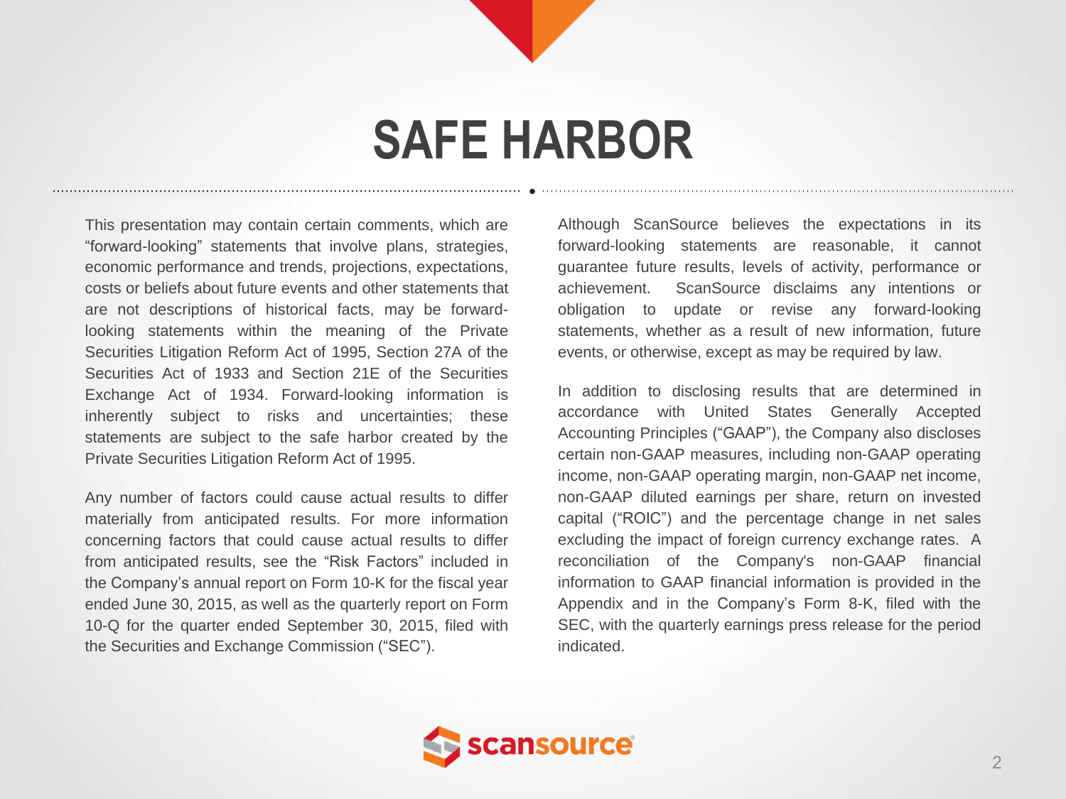# SAFE HARBOR

This presentation may contain certain comments, which are "forward-looking" statements that involve plans, strategies, economic performance and trends, projections, expectations, costs or beliefs about future events and other statements that are not descriptions of historical facts, may be forward-looking statements within the meaning of the Private Securities Litigation Reform Act of 1995, Section 27A of the Securities Act of 1933 and Section 21E of the Securities Exchange Act of 1934. Forward-looking information is inherently subject to risks and uncertainties; these statements are subject to the safe harbor created by the Private Securities Litigation Reform Act of 1995.

Any number of factors could cause actual results to differ materially from anticipated results. For more information concerning factors that could cause actual results to differ from anticipated results, see the "Risk Factors" included in the Company's annual report on Form 10-K for the fiscal year ended June 30, 2015, as well as the quarterly report on Form 10-Q for the quarter ended September 30, 2015, filed with the Securities and Exchange Commission ("SEC").

Although ScanSource believes the expectations in its forward-looking statements are reasonable, it cannot guarantee future results, levels of activity, performance or achievement. ScanSource disclaims any intentions or obligation to update or revise any forward-looking statements, whether as a result of new information, future events, or otherwise, except as may be required by law.

In addition to disclosing results that are determined in accordance with United States Generally Accepted Accounting Principles ("GAAP"), the Company also discloses certain non-GAAP measures, including non-GAAP operating income, non-GAAP operating margin, non-GAAP net income, non-GAAP diluted earnings per share, return on invested capital ("ROIC") and the percentage change in net sales excluding the impact of foreign currency exchange rates. A reconciliation of the Company's non-GAAP financial information to GAAP financial information is provided in the Appendix and in the Company's Form 8-K, filed with the SEC, with the quarterly earnings press release for the period indicated.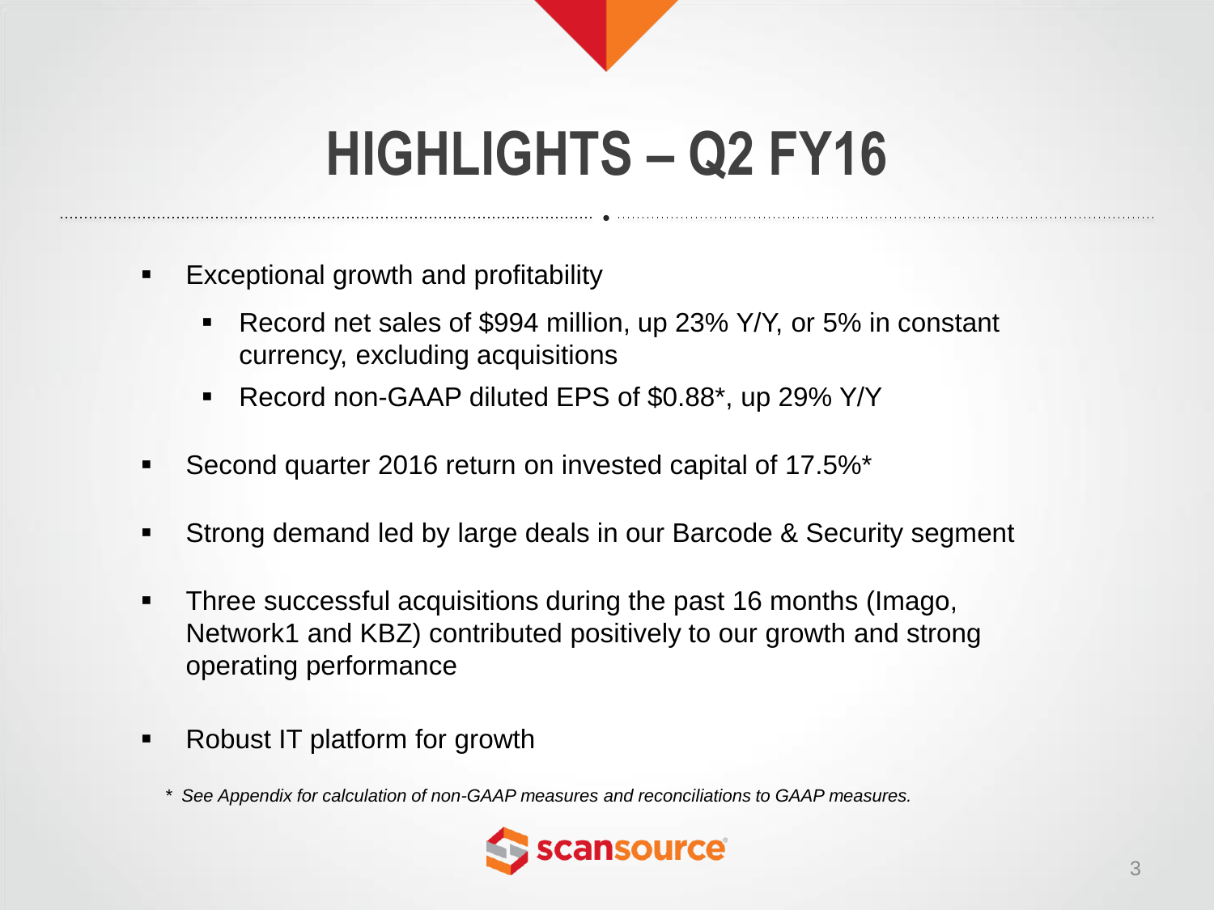# HIGHLIGHTS – Q2 FY16

- Exceptional growth and profitability
  - Record net sales of $994 million, up 23% Y/Y, or 5% in constant currency, excluding acquisitions
  - Record non-GAAP diluted EPS of $0.88*, up 29% Y/Y
- Second quarter 2016 return on invested capital of 17.5%*
- Strong demand led by large deals in our Barcode & Security segment
- Three successful acquisitions during the past 16 months (Imago, Network1 and KBZ) contributed positively to our growth and strong operating performance
- Robust IT platform for growth

*\* See Appendix for calculation of non-GAAP measures and reconciliations to GAAP measures.*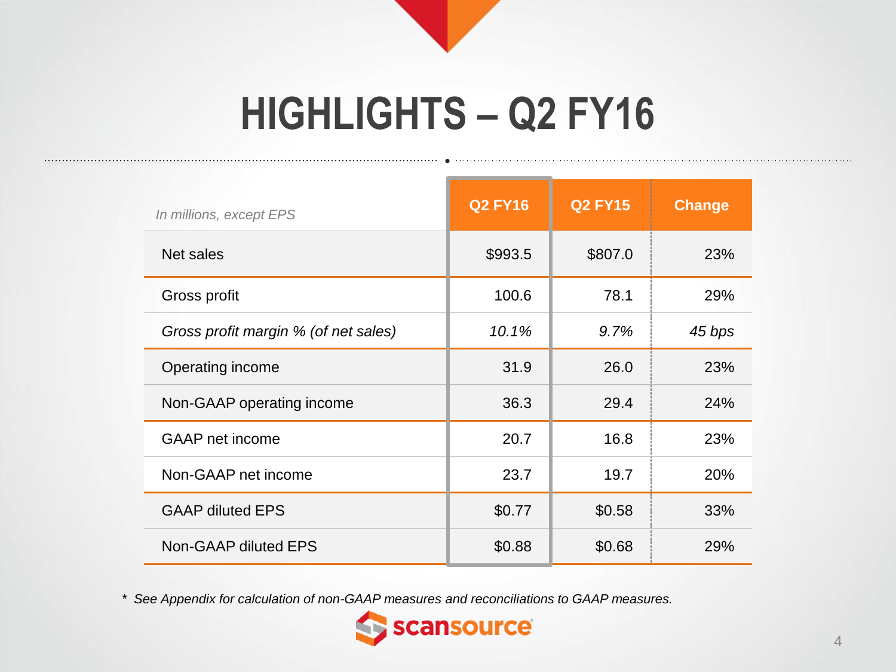# HIGHLIGHTS – Q2 FY16

| *In millions, except EPS* | Q2 FY16 | Q2 FY15 | Change |
|---|---|---|---|
| Net sales | $993.5 | $807.0 | 23% |
| Gross profit | 100.6 | 78.1 | 29% |
| *Gross profit margin % (of net sales)* | *10.1%* | *9.7%* | *45 bps* |
| Operating income | 31.9 | 26.0 | 23% |
| Non-GAAP operating income | 36.3 | 29.4 | 24% |
| GAAP net income | 20.7 | 16.8 | 23% |
| Non-GAAP net income | 23.7 | 19.7 | 20% |
| GAAP diluted EPS | $0.77 | $0.58 | 33% |
| Non-GAAP diluted EPS | $0.88 | $0.68 | 29% |

* *See Appendix for calculation of non-GAAP measures and reconciliations to GAAP measures.*

scansource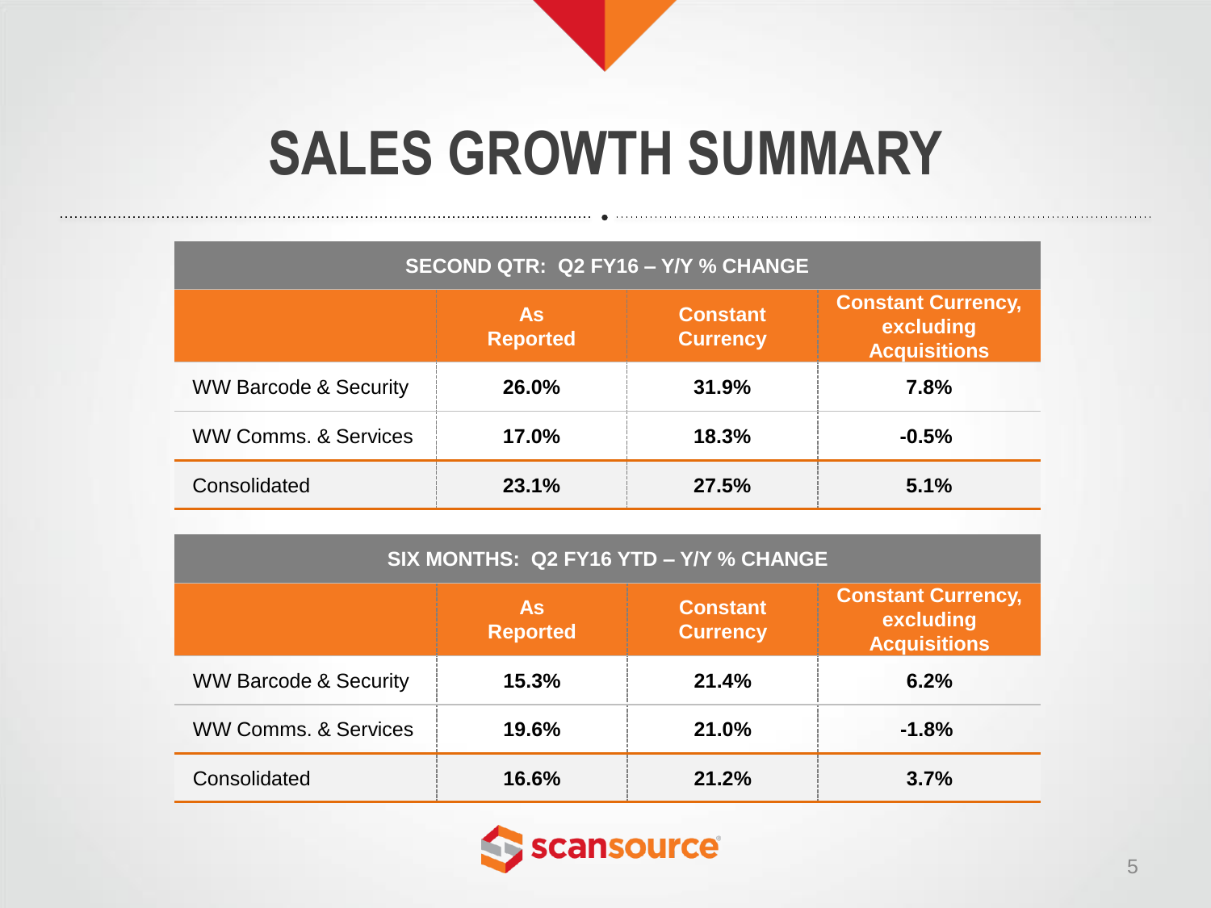# SALES GROWTH SUMMARY

| SECOND QTR: Q2 FY16 – Y/Y % CHANGE | | | |
|---|---|---|---|
| | **As Reported** | **Constant Currency** | **Constant Currency, excluding Acquisitions** |
| WW Barcode & Security | **26.0%** | **31.9%** | **7.8%** |
| WW Comms. & Services | **17.0%** | **18.3%** | **-0.5%** |
| Consolidated | **23.1%** | **27.5%** | **5.1%** |

| SIX MONTHS: Q2 FY16 YTD – Y/Y % CHANGE | | | |
|---|---|---|---|
| | **As Reported** | **Constant Currency** | **Constant Currency, excluding Acquisitions** |
| WW Barcode & Security | **15.3%** | **21.4%** | **6.2%** |
| WW Comms. & Services | **19.6%** | **21.0%** | **-1.8%** |
| Consolidated | **16.6%** | **21.2%** | **3.7%** |

scansource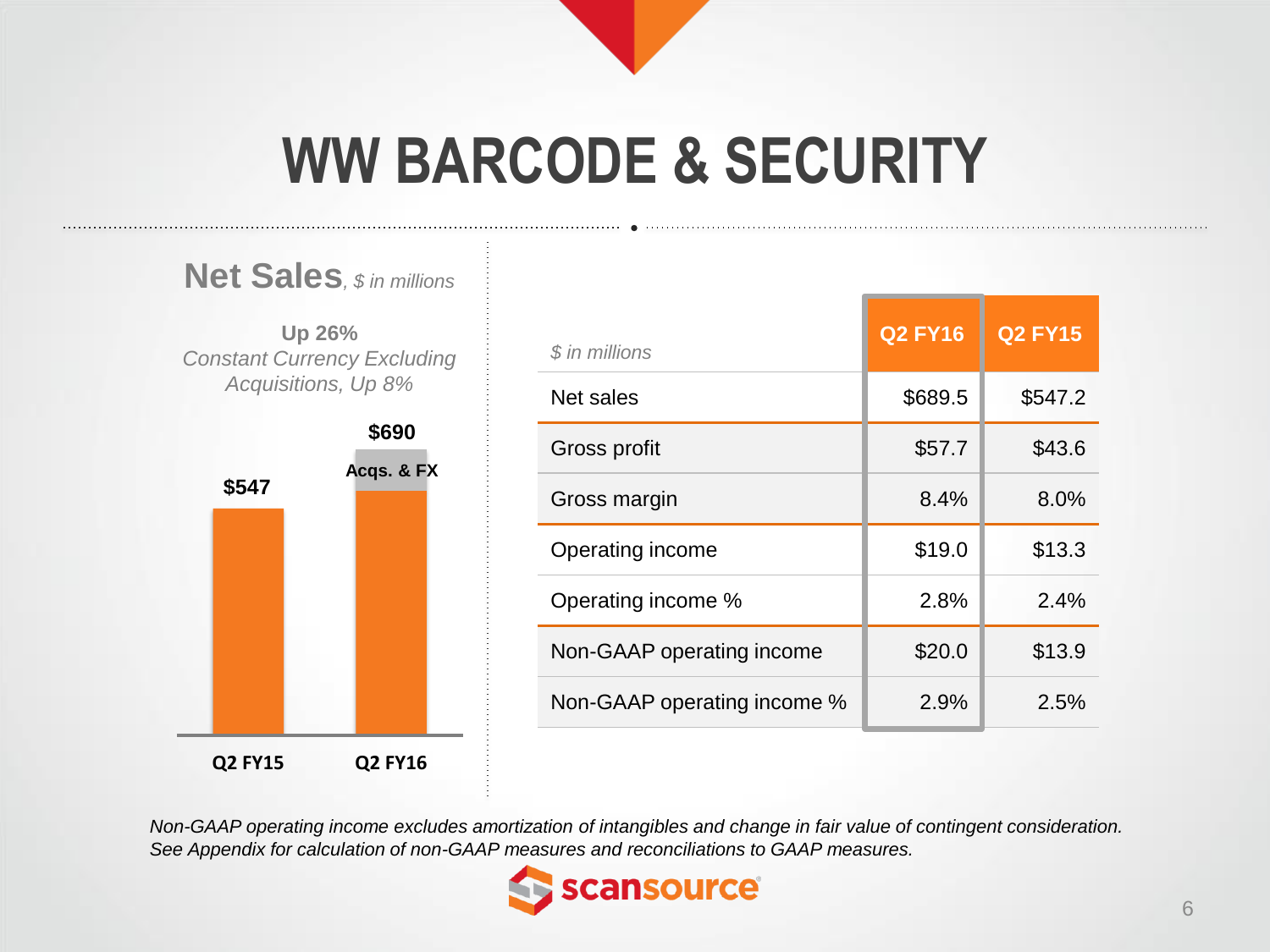# WW BARCODE & SECURITY

## Net Sales, *$ in millions*

**Up 26%**

*Constant Currency Excluding Acquisitions, Up 8%*

| | Q2 FY15 | Q2 FY16 |
|---|---|---|
| Net Sales | $547 | $690 (incl. Acqs. & FX) |

| *$ in millions* | Q2 FY16 | Q2 FY15 |
|---|---|---|
| Net sales | $689.5 | $547.2 |
| Gross profit | $57.7 | $43.6 |
| Gross margin | 8.4% | 8.0% |
| Operating income | $19.0 | $13.3 |
| Operating income % | 2.8% | 2.4% |
| Non-GAAP operating income | $20.0 | $13.9 |
| Non-GAAP operating income % | 2.9% | 2.5% |

*Non-GAAP operating income excludes amortization of intangibles and change in fair value of contingent consideration. See Appendix for calculation of non-GAAP measures and reconciliations to GAAP measures.*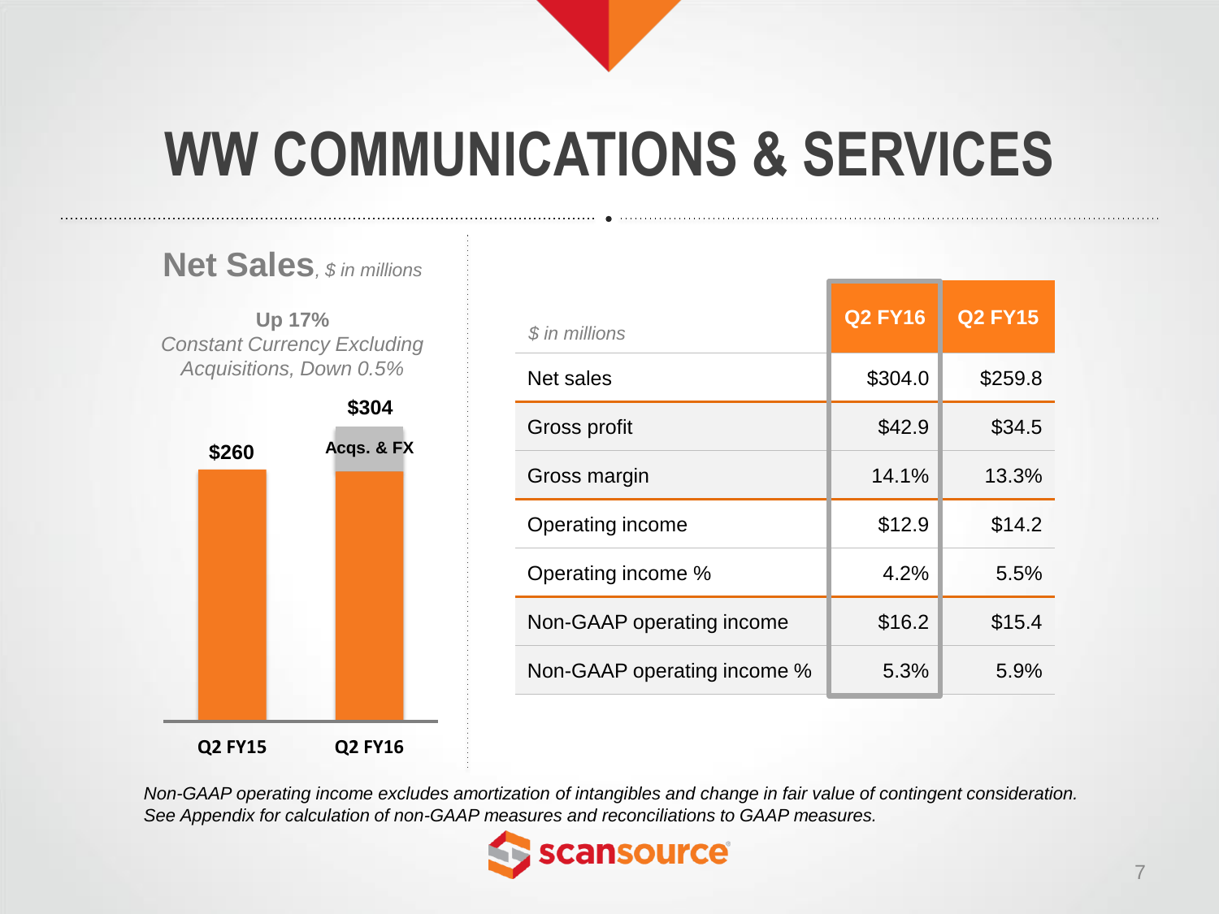# WW COMMUNICATIONS & SERVICES

## Net Sales, *$ in millions*

**Up 17%**
*Constant Currency Excluding Acquisitions, Down 0.5%*

| | Q2 FY15 | Q2 FY16 |
|---|---|---|
| Net Sales | $260 | $304 |

Q2 FY16 bar includes "Acqs. & FX" segment.

| *$ in millions* | Q2 FY16 | Q2 FY15 |
|---|---|---|
| Net sales | $304.0 | $259.8 |
| Gross profit | $42.9 | $34.5 |
| Gross margin | 14.1% | 13.3% |
| Operating income | $12.9 | $14.2 |
| Operating income % | 4.2% | 5.5% |
| Non-GAAP operating income | $16.2 | $15.4 |
| Non-GAAP operating income % | 5.3% | 5.9% |

*Non-GAAP operating income excludes amortization of intangibles and change in fair value of contingent consideration. See Appendix for calculation of non-GAAP measures and reconciliations to GAAP measures.*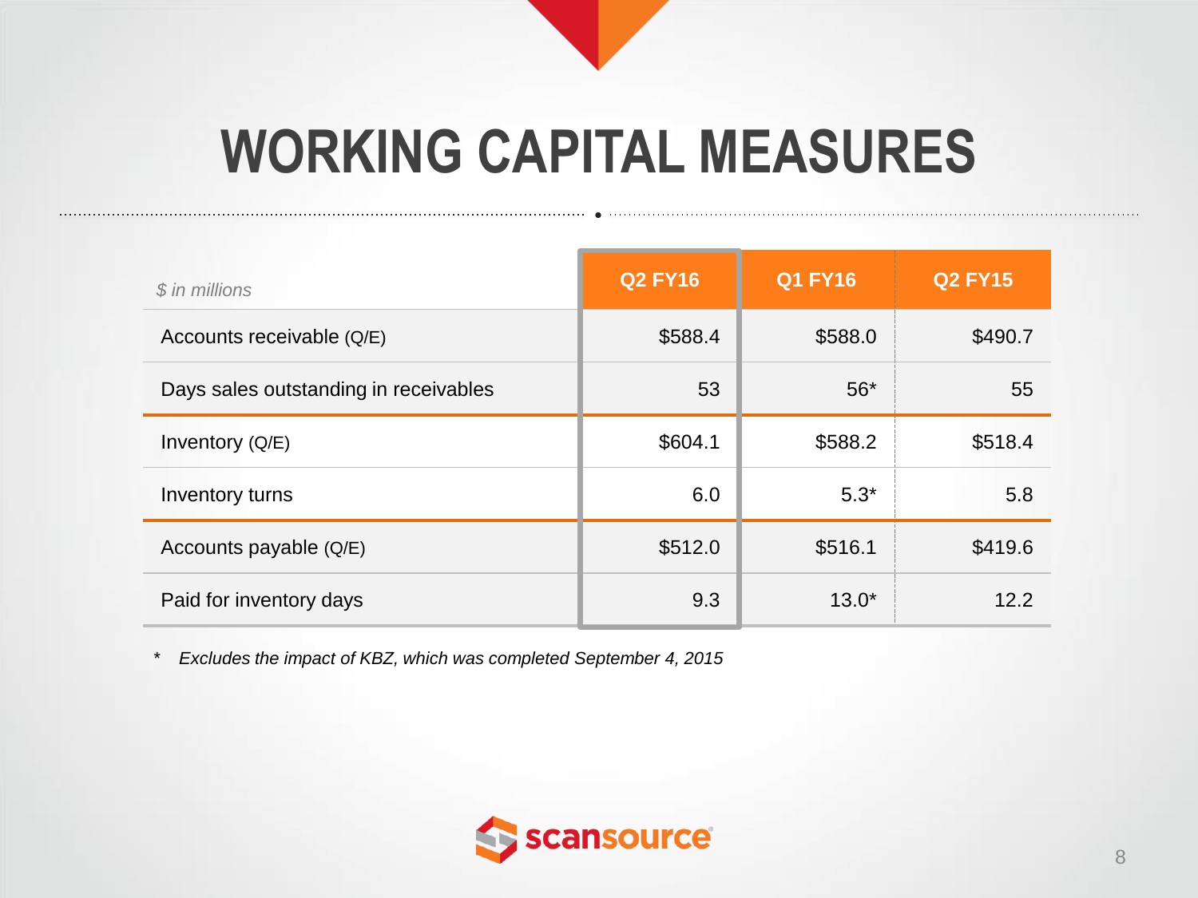# WORKING CAPITAL MEASURES

| $ in millions | Q2 FY16 | Q1 FY16 | Q2 FY15 |
|---|---|---|---|
| Accounts receivable (Q/E) | $588.4 | $588.0 | $490.7 |
| Days sales outstanding in receivables | 53 | 56* | 55 |
| Inventory (Q/E) | $604.1 | $588.2 | $518.4 |
| Inventory turns | 6.0 | 5.3* | 5.8 |
| Accounts payable (Q/E) | $512.0 | $516.1 | $419.6 |
| Paid for inventory days | 9.3 | 13.0* | 12.2 |

\* *Excludes the impact of KBZ, which was completed September 4, 2015*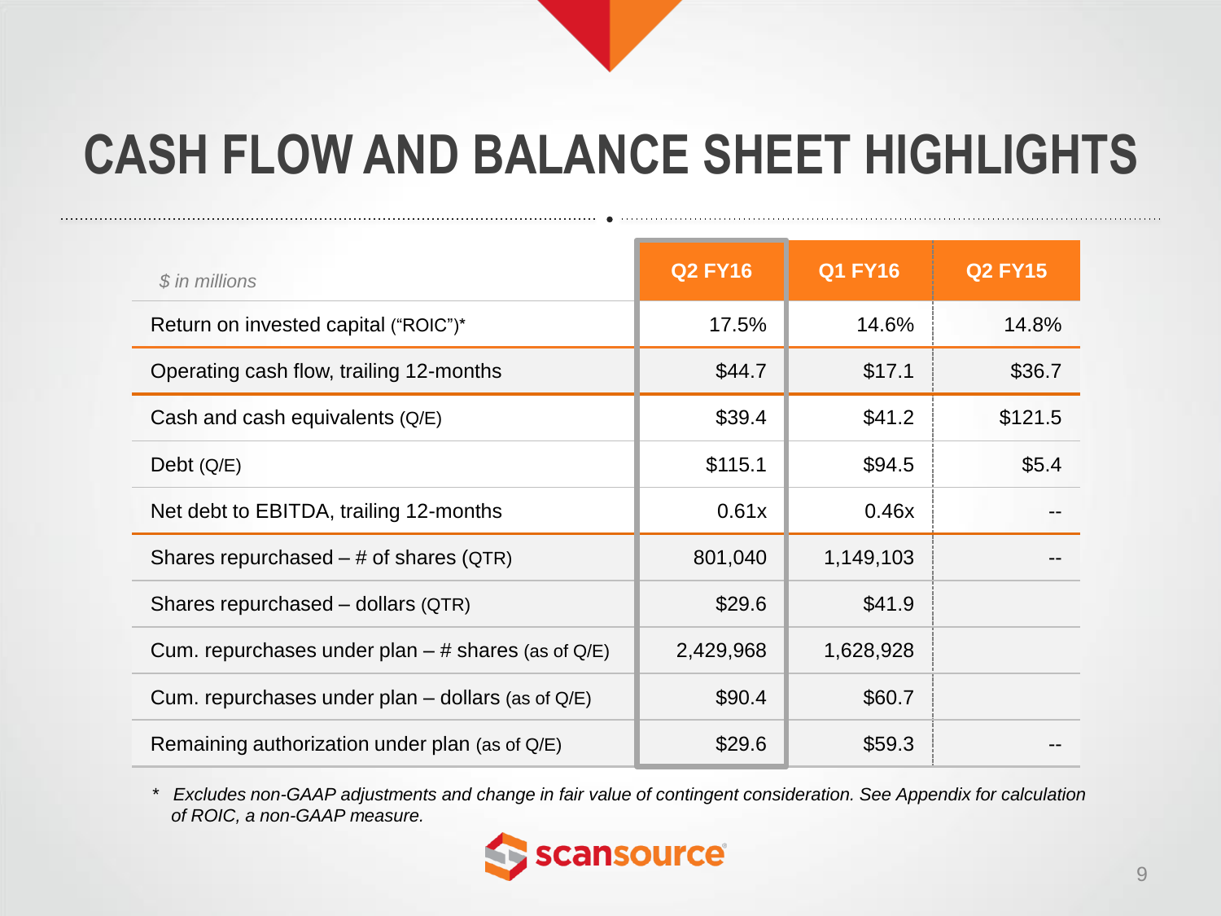# CASH FLOW AND BALANCE SHEET HIGHLIGHTS

| *$ in millions* | Q2 FY16 | Q1 FY16 | Q2 FY15 |
|---|---|---|---|
| Return on invested capital ("ROIC")* | 17.5% | 14.6% | 14.8% |
| Operating cash flow, trailing 12-months | $44.7 | $17.1 | $36.7 |
| Cash and cash equivalents (Q/E) | $39.4 | $41.2 | $121.5 |
| Debt (Q/E) | $115.1 | $94.5 | $5.4 |
| Net debt to EBITDA, trailing 12-months | 0.61x | 0.46x | -- |
| Shares repurchased – # of shares (QTR) | 801,040 | 1,149,103 | -- |
| Shares repurchased – dollars (QTR) | $29.6 | $41.9 | |
| Cum. repurchases under plan – # shares (as of Q/E) | 2,429,968 | 1,628,928 | |
| Cum. repurchases under plan – dollars (as of Q/E) | $90.4 | $60.7 | |
| Remaining authorization under plan (as of Q/E) | $29.6 | $59.3 | -- |

*\* Excludes non-GAAP adjustments and change in fair value of contingent consideration. See Appendix for calculation of ROIC, a non-GAAP measure.*

scansource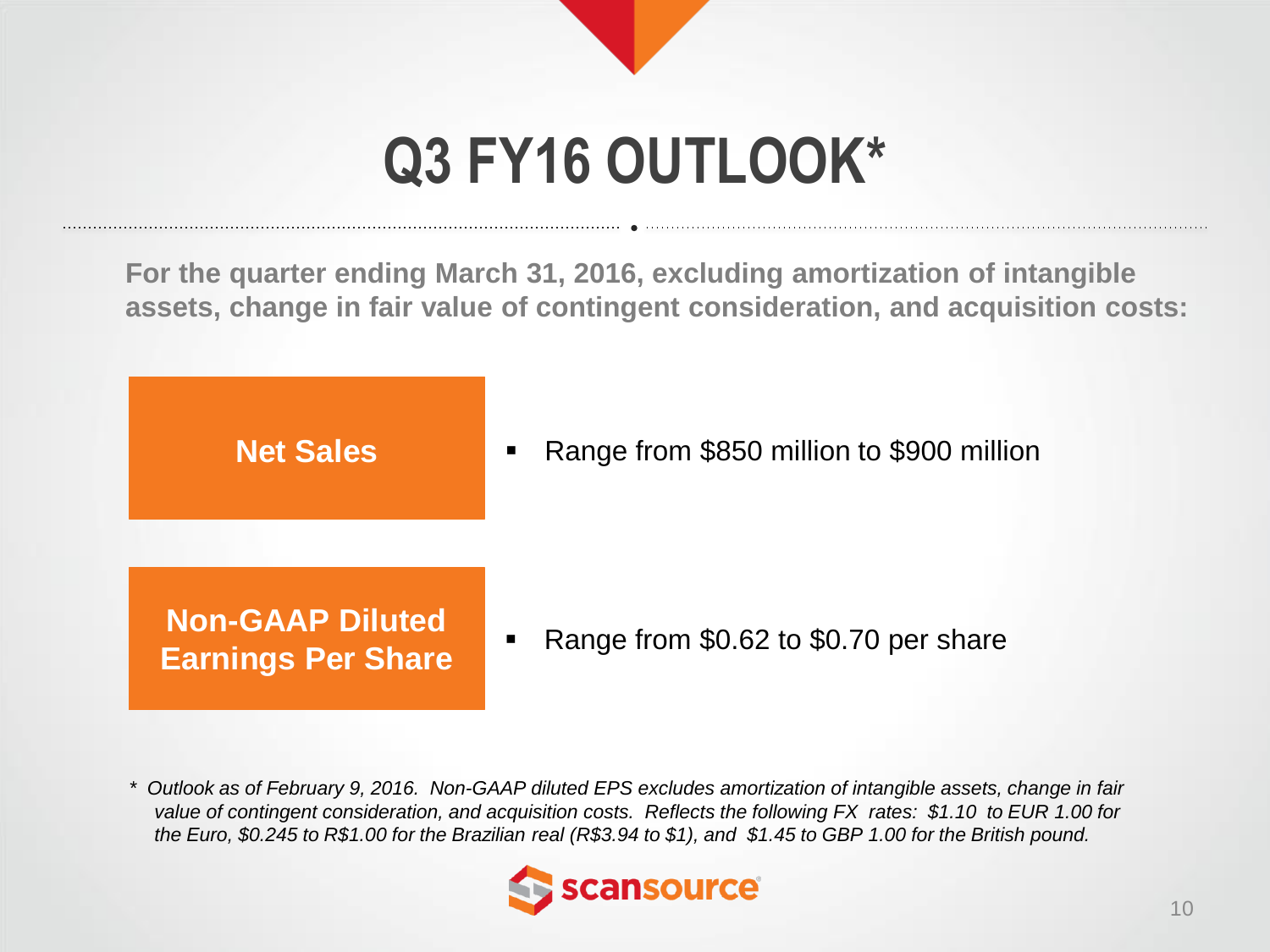# Q3 FY16 OUTLOOK*

**For the quarter ending March 31, 2016, excluding amortization of intangible assets, change in fair value of contingent consideration, and acquisition costs:**

| | |
|---|---|
| **Net Sales** | Range from \$850 million to \$900 million |
| **Non-GAAP Diluted Earnings Per Share** | Range from \$0.62 to \$0.70 per share |

*\* Outlook as of February 9, 2016. Non-GAAP diluted EPS excludes amortization of intangible assets, change in fair value of contingent consideration, and acquisition costs. Reflects the following FX rates: \$1.10 to EUR 1.00 for the Euro, \$0.245 to R\$1.00 for the Brazilian real (R\$3.94 to \$1), and \$1.45 to GBP 1.00 for the British pound.*

scansource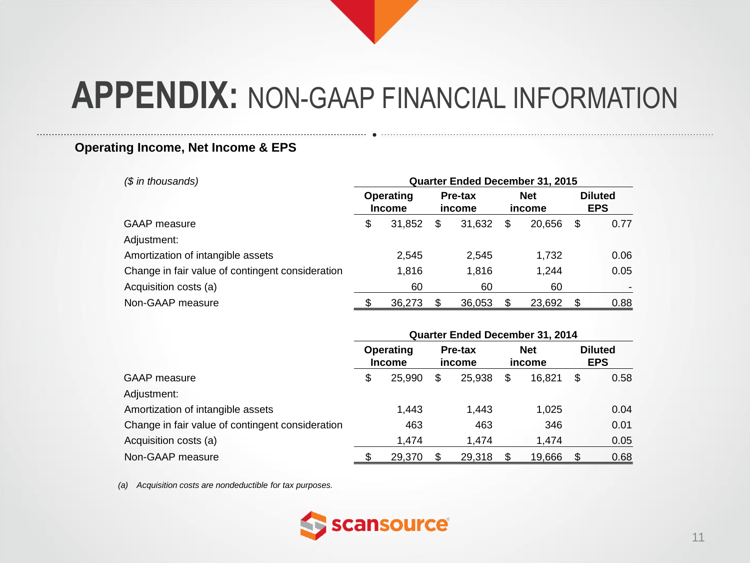# APPENDIX: NON-GAAP FINANCIAL INFORMATION

## Operating Income, Net Income & EPS

| ($ in thousands) | Quarter Ended December 31, 2015 | | | |
|---|---|---|---|---|
| | Operating Income | Pre-tax income | Net income | Diluted EPS |
| GAAP measure | $ 31,852 | $ 31,632 | $ 20,656 | $ 0.77 |
| Adjustment: | | | | |
| Amortization of intangible assets | 2,545 | 2,545 | 1,732 | 0.06 |
| Change in fair value of contingent consideration | 1,816 | 1,816 | 1,244 | 0.05 |
| Acquisition costs (a) | 60 | 60 | 60 | - |
| Non-GAAP measure | $ 36,273 | $ 36,053 | $ 23,692 | $ 0.88 |

| | Quarter Ended December 31, 2014 | | | |
|---|---|---|---|---|
| | Operating Income | Pre-tax income | Net income | Diluted EPS |
| GAAP measure | $ 25,990 | $ 25,938 | $ 16,821 | $ 0.58 |
| Adjustment: | | | | |
| Amortization of intangible assets | 1,443 | 1,443 | 1,025 | 0.04 |
| Change in fair value of contingent consideration | 463 | 463 | 346 | 0.01 |
| Acquisition costs (a) | 1,474 | 1,474 | 1,474 | 0.05 |
| Non-GAAP measure | $ 29,370 | $ 29,318 | $ 19,666 | $ 0.68 |

*(a) Acquisition costs are nondeductible for tax purposes.*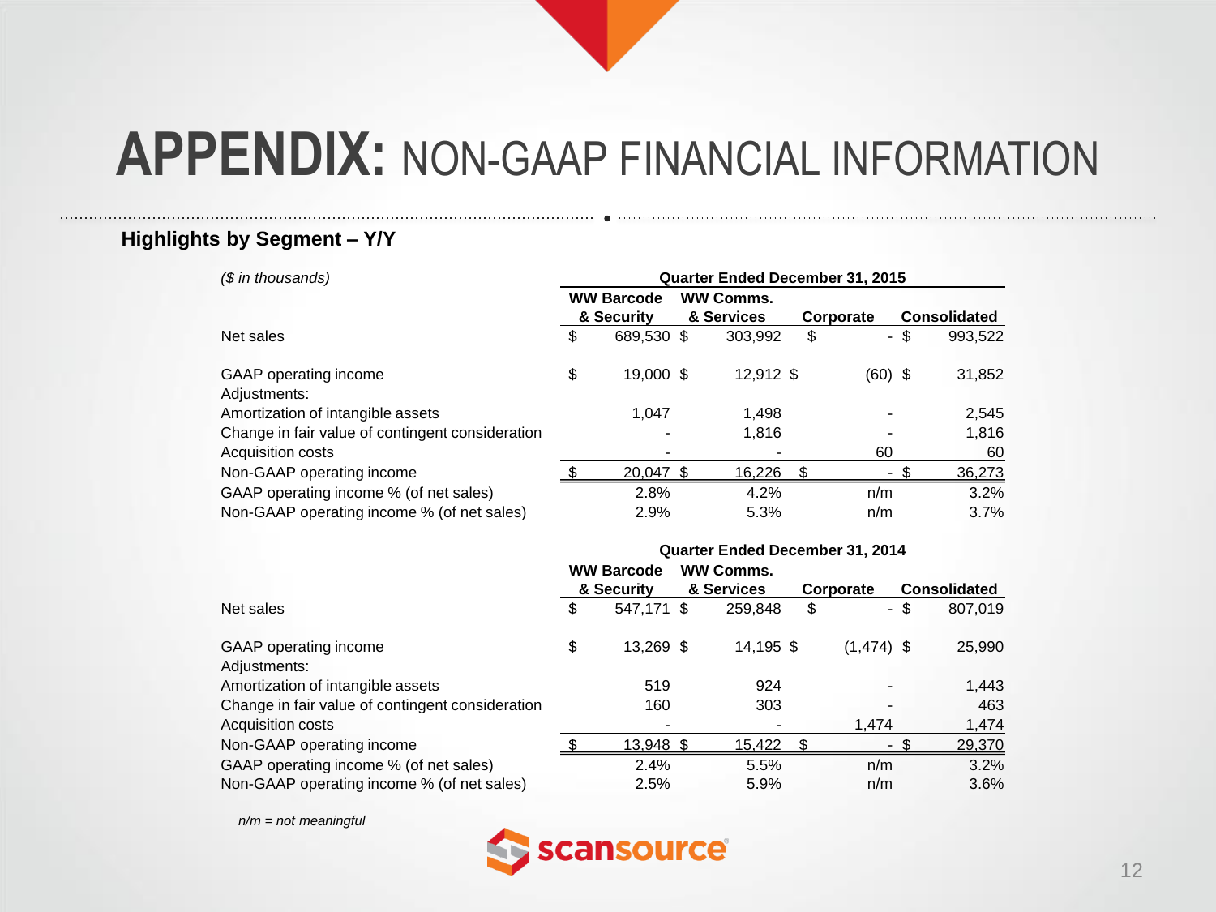# APPENDIX: NON-GAAP FINANCIAL INFORMATION

### Highlights by Segment – Y/Y

| *($ in thousands)* | Quarter Ended December 31, 2015 | | | |
|---|---|---|---|---|
| | WW Barcode & Security | WW Comms. & Services | Corporate | Consolidated |
| Net sales | $ 689,530 | $ 303,992 | $ - | $ 993,522 |
| GAAP operating income | $ 19,000 | $ 12,912 | $ (60) | $ 31,852 |
| Adjustments: | | | | |
| Amortization of intangible assets | 1,047 | 1,498 | - | 2,545 |
| Change in fair value of contingent consideration | - | 1,816 | - | 1,816 |
| Acquisition costs | - | - | 60 | 60 |
| Non-GAAP operating income | $ 20,047 | $ 16,226 | $ - | $ 36,273 |
| GAAP operating income % (of net sales) | 2.8% | 4.2% | n/m | 3.2% |
| Non-GAAP operating income % (of net sales) | 2.9% | 5.3% | n/m | 3.7% |

| | Quarter Ended December 31, 2014 | | | |
|---|---|---|---|---|
| | WW Barcode & Security | WW Comms. & Services | Corporate | Consolidated |
| Net sales | $ 547,171 | $ 259,848 | $ - | $ 807,019 |
| GAAP operating income | $ 13,269 | $ 14,195 | $ (1,474) | $ 25,990 |
| Adjustments: | | | | |
| Amortization of intangible assets | 519 | 924 | - | 1,443 |
| Change in fair value of contingent consideration | 160 | 303 | - | 463 |
| Acquisition costs | - | - | 1,474 | 1,474 |
| Non-GAAP operating income | $ 13,948 | $ 15,422 | $ - | $ 29,370 |
| GAAP operating income % (of net sales) | 2.4% | 5.5% | n/m | 3.2% |
| Non-GAAP operating income % (of net sales) | 2.5% | 5.9% | n/m | 3.6% |

*n/m = not meaningful*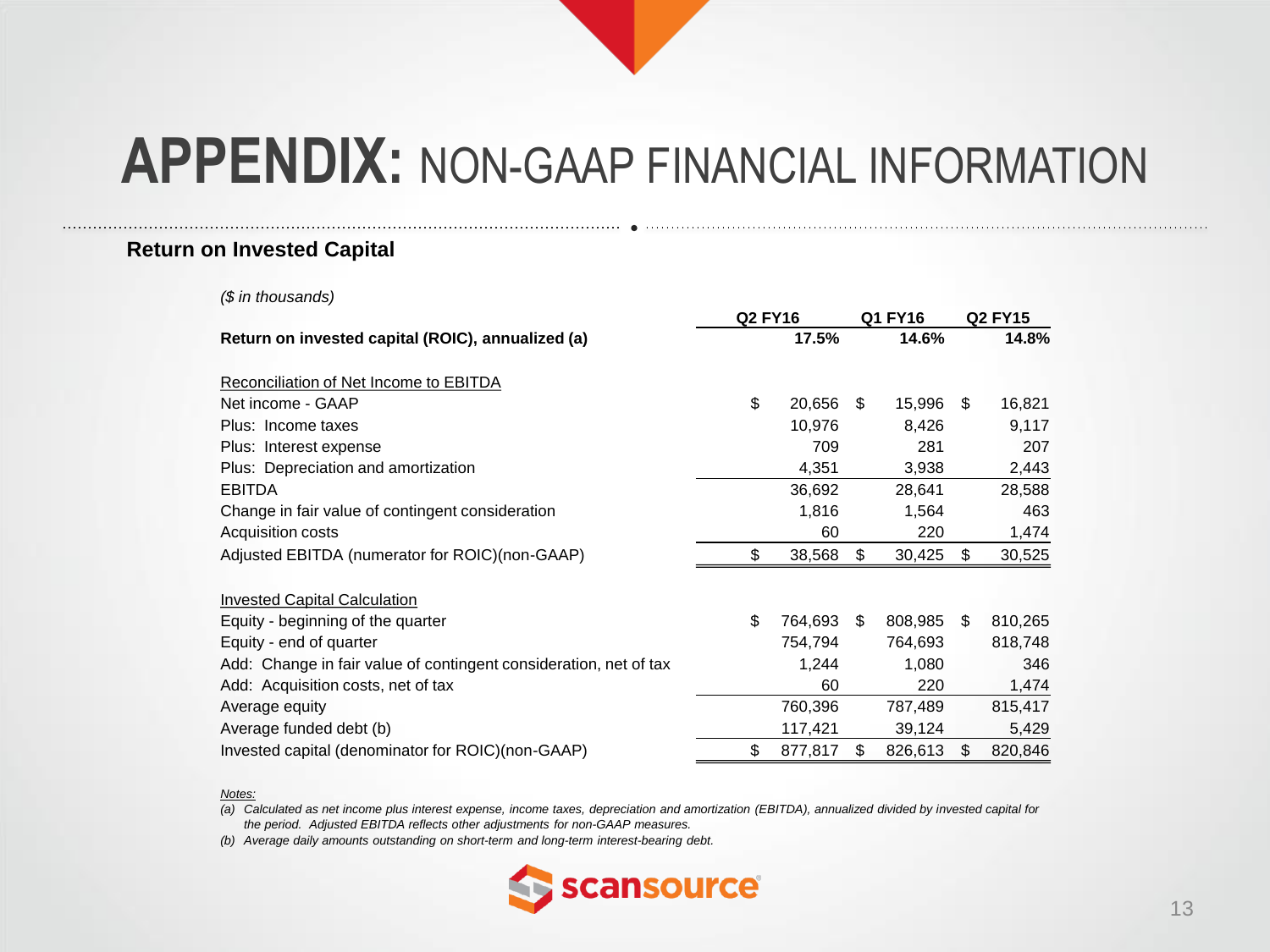# APPENDIX: NON-GAAP FINANCIAL INFORMATION

## Return on Invested Capital

*($ in thousands)*

| | Q2 FY16 | Q1 FY16 | Q2 FY15 |
|---|---|---|---|
| **Return on invested capital (ROIC), annualized (a)** | **17.5%** | **14.6%** | **14.8%** |
| | | | |
| Reconciliation of Net Income to EBITDA | | | |
| Net income - GAAP | $ 20,656 | $ 15,996 | $ 16,821 |
| Plus: Income taxes | 10,976 | 8,426 | 9,117 |
| Plus: Interest expense | 709 | 281 | 207 |
| Plus: Depreciation and amortization | 4,351 | 3,938 | 2,443 |
| EBITDA | 36,692 | 28,641 | 28,588 |
| Change in fair value of contingent consideration | 1,816 | 1,564 | 463 |
| Acquisition costs | 60 | 220 | 1,474 |
| Adjusted EBITDA (numerator for ROIC)(non-GAAP) | $ 38,568 | $ 30,425 | $ 30,525 |
| | | | |
| Invested Capital Calculation | | | |
| Equity - beginning of the quarter | $ 764,693 | $ 808,985 | $ 810,265 |
| Equity - end of quarter | 754,794 | 764,693 | 818,748 |
| Add: Change in fair value of contingent consideration, net of tax | 1,244 | 1,080 | 346 |
| Add: Acquisition costs, net of tax | 60 | 220 | 1,474 |
| Average equity | 760,396 | 787,489 | 815,417 |
| Average funded debt (b) | 117,421 | 39,124 | 5,429 |
| Invested capital (denominator for ROIC)(non-GAAP) | $ 877,817 | $ 826,613 | $ 820,846 |

*Notes:*

*(a) Calculated as net income plus interest expense, income taxes, depreciation and amortization (EBITDA), annualized divided by invested capital for the period. Adjusted EBITDA reflects other adjustments for non-GAAP measures.*

*(b) Average daily amounts outstanding on short-term and long-term interest-bearing debt.*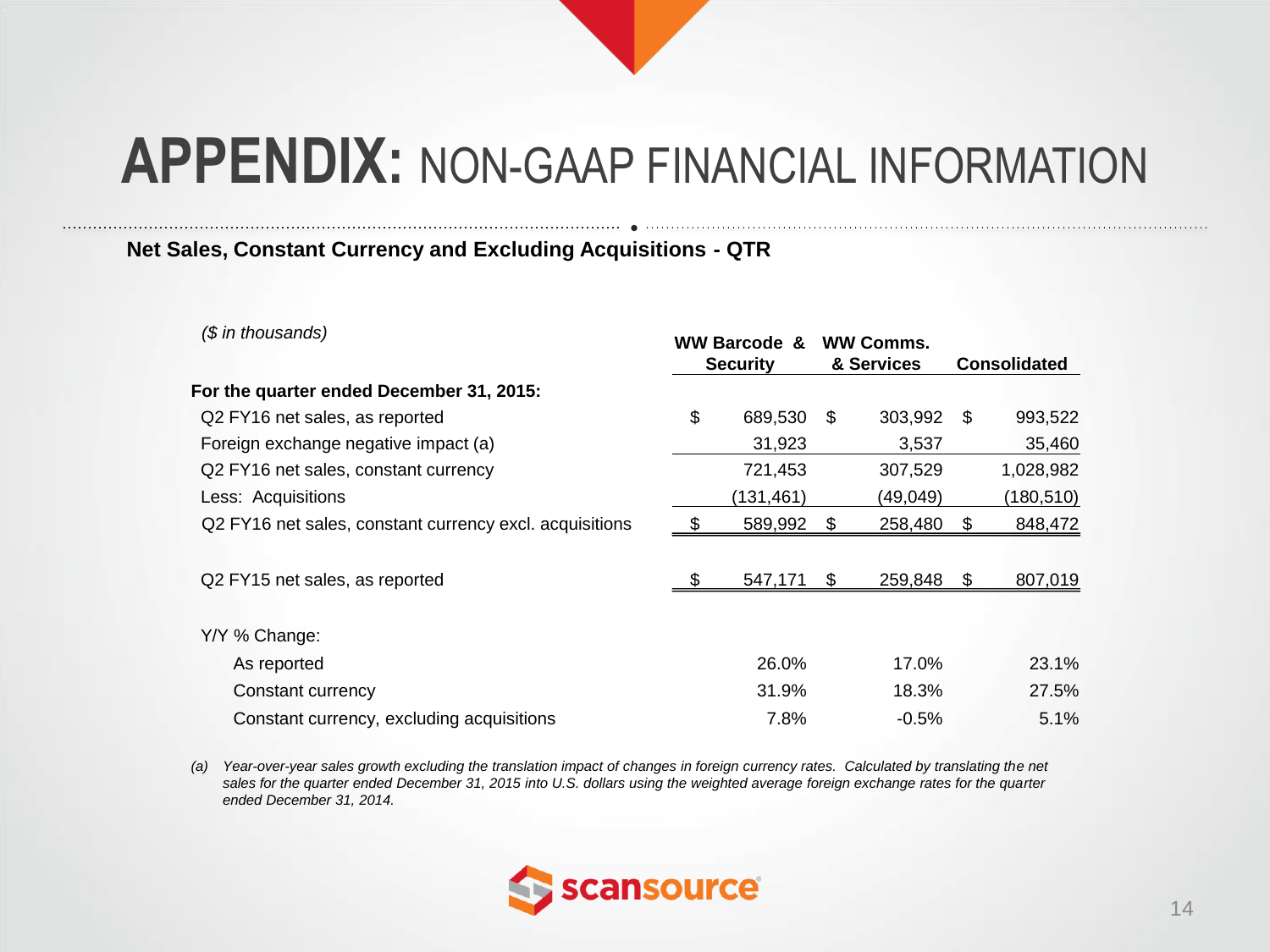# APPENDIX: NON-GAAP FINANCIAL INFORMATION

**Net Sales, Constant Currency and Excluding Acquisitions - QTR**

| *($ in thousands)* | WW Barcode & Security | WW Comms. & Services | Consolidated |
|---|---|---|---|
| **For the quarter ended December 31, 2015:** | | | |
| Q2 FY16 net sales, as reported | $ 689,530 | $ 303,992 | $ 993,522 |
| Foreign exchange negative impact (a) | 31,923 | 3,537 | 35,460 |
| Q2 FY16 net sales, constant currency | 721,453 | 307,529 | 1,028,982 |
| Less: Acquisitions | (131,461) | (49,049) | (180,510) |
| Q2 FY16 net sales, constant currency excl. acquisitions | $ 589,992 | $ 258,480 | $ 848,472 |
| | | | |
| Q2 FY15 net sales, as reported | $ 547,171 | $ 259,848 | $ 807,019 |
| | | | |
| Y/Y % Change: | | | |
| As reported | 26.0% | 17.0% | 23.1% |
| Constant currency | 31.9% | 18.3% | 27.5% |
| Constant currency, excluding acquisitions | 7.8% | -0.5% | 5.1% |

*(a) Year-over-year sales growth excluding the translation impact of changes in foreign currency rates. Calculated by translating the net sales for the quarter ended December 31, 2015 into U.S. dollars using the weighted average foreign exchange rates for the quarter ended December 31, 2014.*

scansource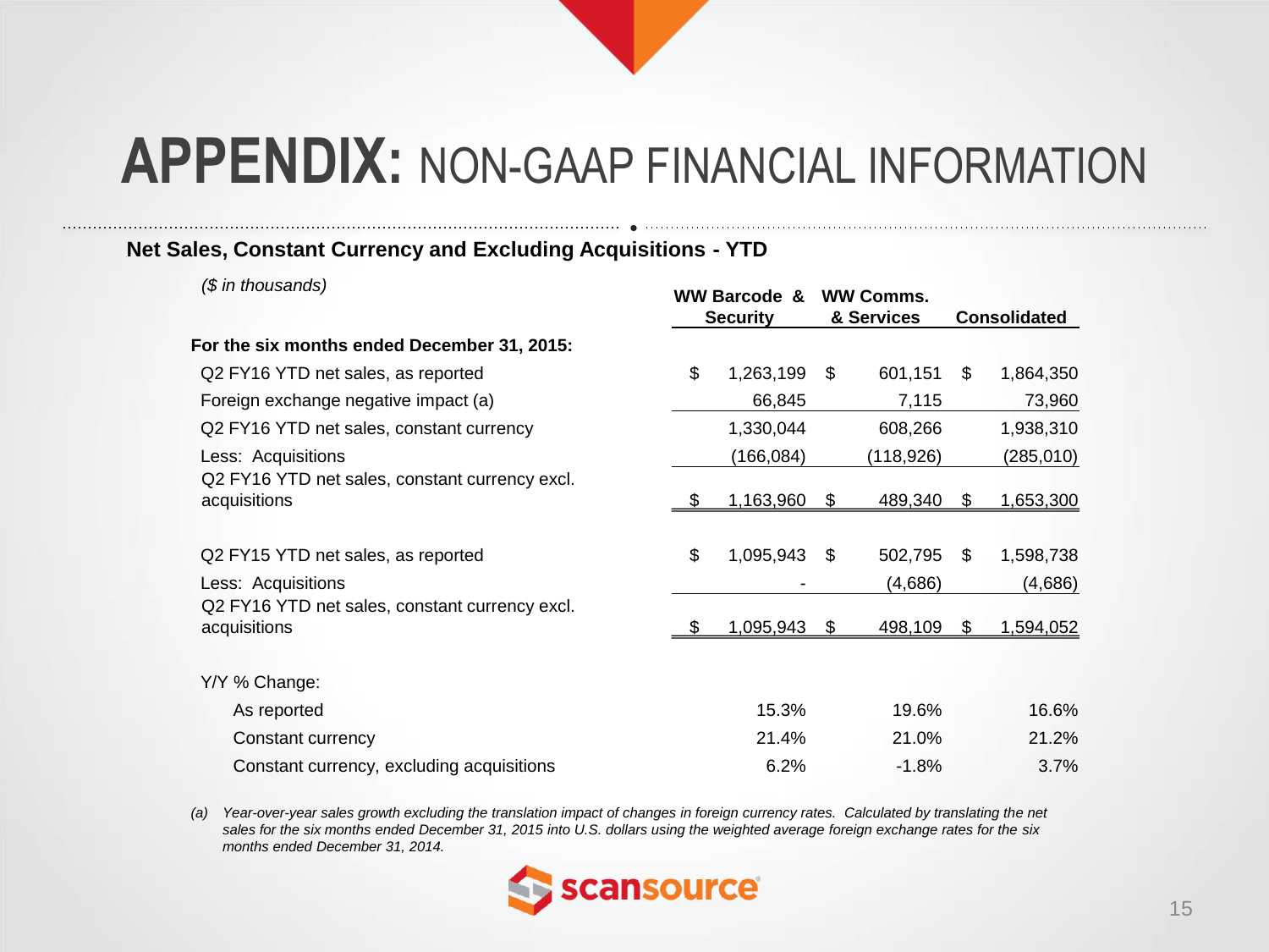# APPENDIX: NON-GAAP FINANCIAL INFORMATION

## Net Sales, Constant Currency and Excluding Acquisitions - YTD

| *($ in thousands)* | WW Barcode & Security | WW Comms. & Services | Consolidated |
|---|---|---|---|
| **For the six months ended December 31, 2015:** | | | |
| Q2 FY16 YTD net sales, as reported | $ 1,263,199 | $ 601,151 | $ 1,864,350 |
| Foreign exchange negative impact (a) | 66,845 | 7,115 | 73,960 |
| Q2 FY16 YTD net sales, constant currency | 1,330,044 | 608,266 | 1,938,310 |
| Less: Acquisitions | (166,084) | (118,926) | (285,010) |
| Q2 FY16 YTD net sales, constant currency excl. acquisitions | $ 1,163,960 | $ 489,340 | $ 1,653,300 |
| | | | |
| Q2 FY15 YTD net sales, as reported | $ 1,095,943 | $ 502,795 | $ 1,598,738 |
| Less: Acquisitions | - | (4,686) | (4,686) |
| Q2 FY16 YTD net sales, constant currency excl. acquisitions | $ 1,095,943 | $ 498,109 | $ 1,594,052 |
| | | | |
| Y/Y % Change: | | | |
| As reported | 15.3% | 19.6% | 16.6% |
| Constant currency | 21.4% | 21.0% | 21.2% |
| Constant currency, excluding acquisitions | 6.2% | -1.8% | 3.7% |

*(a) Year-over-year sales growth excluding the translation impact of changes in foreign currency rates. Calculated by translating the net sales for the six months ended December 31, 2015 into U.S. dollars using the weighted average foreign exchange rates for the six months ended December 31, 2014.*

scansource®